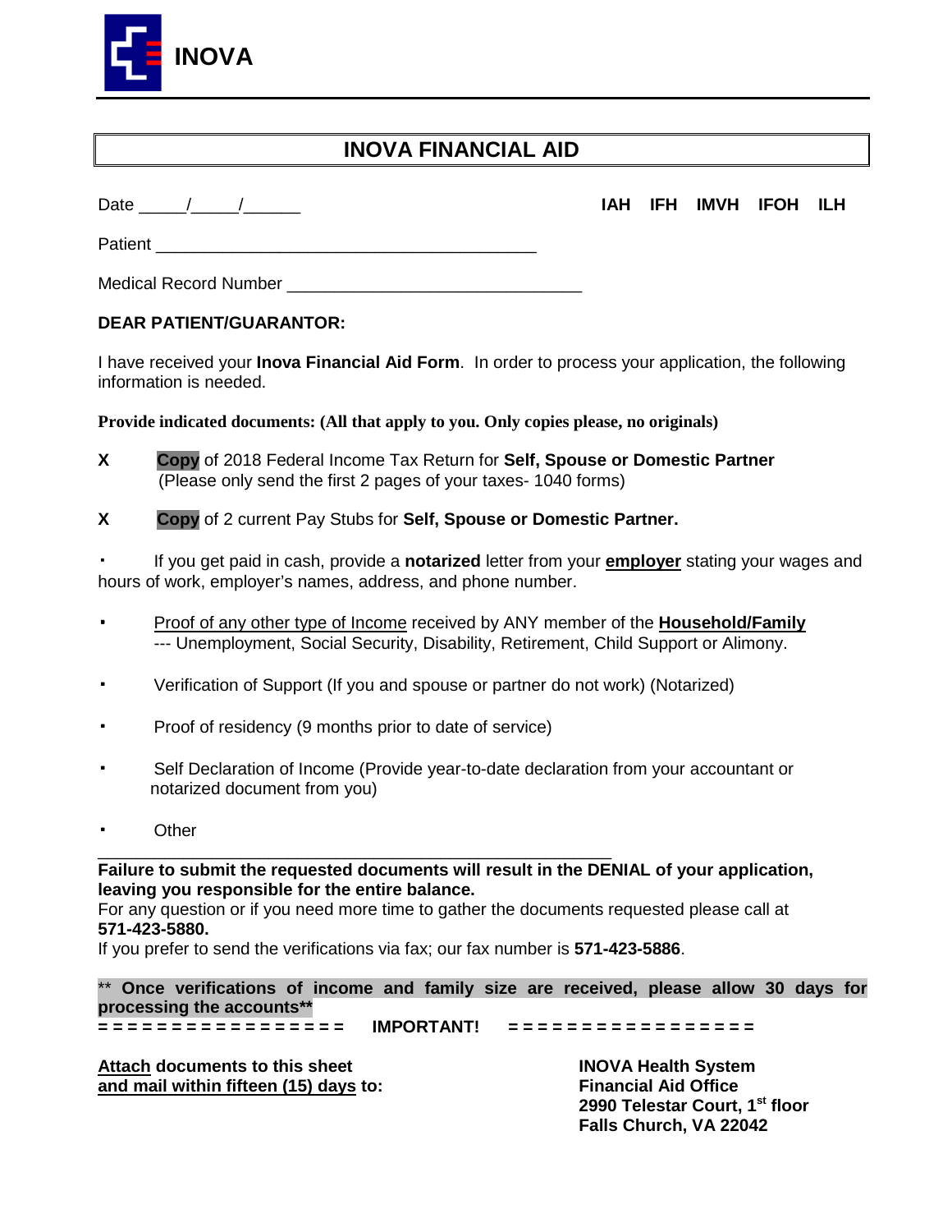**INOVA**

# INOVA FINANCIAL AID

Date _____/_____/______ **IAH IFH IMVH IFOH ILH**

Patient ________________________________________

Medical Record Number ______________________________

**DEAR PATIENT/GUARANTOR:**

I have received your **Inova Financial Aid Form**. In order to process your application, the following information is needed.

**Provide indicated documents: (All that apply to you. Only copies please, no originals)**

**X** **Copy** of 2018 Federal Income Tax Return for **Self, Spouse or Domestic Partner** (Please only send the first 2 pages of your taxes- 1040 forms)

**X** **Copy** of 2 current Pay Stubs for **Self, Spouse or Domestic Partner.**

- If you get paid in cash, provide a **notarized** letter from your **employer** stating your wages and hours of work, employer's names, address, and phone number.
- Proof of any other type of Income received by ANY member of the **Household/Family** --- Unemployment, Social Security, Disability, Retirement, Child Support or Alimony.
- Verification of Support (If you and spouse or partner do not work) (Notarized)
- Proof of residency (9 months prior to date of service)
- Self Declaration of Income (Provide year-to-date declaration from your accountant or notarized document from you)
- Other _______________________________________________________

**Failure to submit the requested documents will result in the DENIAL of your application, leaving you responsible for the entire balance.**

For any question or if you need more time to gather the documents requested please call at **571-423-5880.**

If you prefer to send the verifications via fax; our fax number is **571-423-5886**.

** **Once verifications of income and family size are received, please allow 30 days for processing the accounts****

**= = = = = = = = = = = = = = = = = IMPORTANT! = = = = = = = = = = = = = = = = =**

**Attach documents to this sheet and mail within fifteen (15) days to:**

**INOVA Health System**
**Financial Aid Office**
**2990 Telestar Court, 1st floor**
**Falls Church, VA 22042**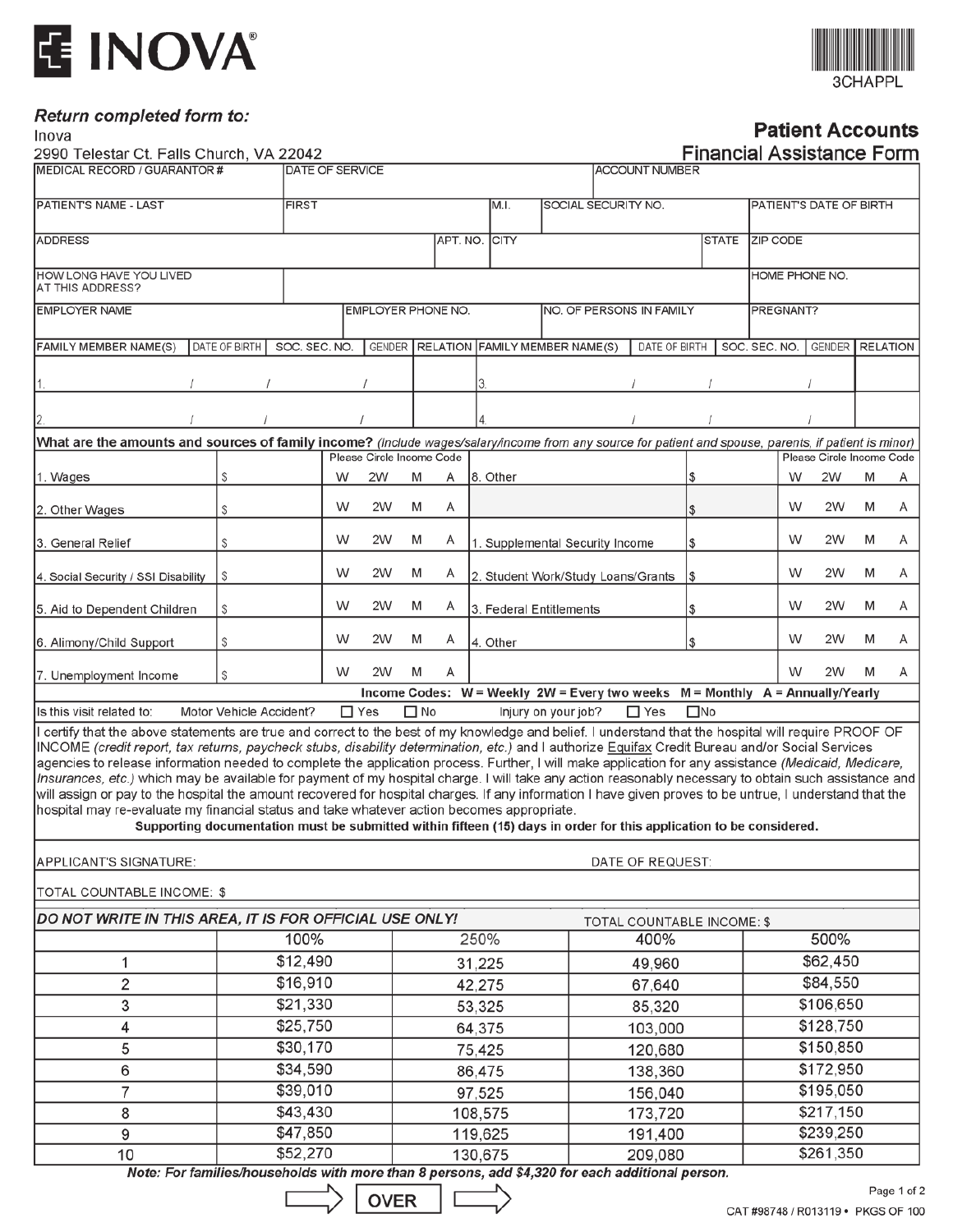# INOVA

3CHAPPL

***Return completed form to:***

Inova
2990 Telestar Ct. Falls Church, VA 22042

## Patient Accounts
## Financial Assistance Form

| MEDICAL RECORD / GUARANTOR # | DATE OF SERVICE | ACCOUNT NUMBER |
|---|---|---|
| | | |

| PATIENT'S NAME - LAST | FIRST | M.I. | SOCIAL SECURITY NO. | PATIENT'S DATE OF BIRTH |
|---|---|---|---|---|
| | | | | |

| ADDRESS | APT. NO. | CITY | STATE | ZIP CODE |
|---|---|---|---|---|
| | | | | |

| HOW LONG HAVE YOU LIVED AT THIS ADDRESS? | | HOME PHONE NO. |
|---|---|---|
| | | |

| EMPLOYER NAME | EMPLOYER PHONE NO. | NO. OF PERSONS IN FAMILY | PREGNANT? |
|---|---|---|---|
| | | | |

| FAMILY MEMBER NAME(S) | DATE OF BIRTH | SOC. SEC. NO. | GENDER | RELATION | FAMILY MEMBER NAME(S) | DATE OF BIRTH | SOC. SEC. NO. | GENDER | RELATION |
|---|---|---|---|---|---|---|---|---|---|
| 1. | / / | / | | | 3. | / / | / | | |
| 2. | / / | / | | | 4. | / / | / | | |

**What are the amounts and sources of family income?** *(Include wages/salary/income from any source for patient and spouse, parents, if patient is minor)*

| Source | Amount | Please Circle Income Code | Source | Amount | Please Circle Income Code |
|---|---|---|---|---|---|
| 1. Wages | $ | W 2W M A | 8. Other | $ | W 2W M A |
| 2. Other Wages | $ | W 2W M A | | $ | W 2W M A |
| 3. General Relief | $ | W 2W M A | 1. Supplemental Security Income | $ | W 2W M A |
| 4. Social Security / SSI Disability | $ | W 2W M A | 2. Student Work/Study Loans/Grants | $ | W 2W M A |
| 5. Aid to Dependent Children | $ | W 2W M A | 3. Federal Entitlements | $ | W 2W M A |
| 6. Alimony/Child Support | $ | W 2W M A | 4. Other | $ | W 2W M A |
| 7. Unemployment Income | $ | W 2W M A | | | W 2W M A |

**Income Codes: W = Weekly 2W = Every two weeks M = Monthly A = Annually/Yearly**

Is this visit related to: Motor Vehicle Accident? ☐ Yes ☐ No Injury on your job? ☐ Yes ☐ No

I certify that the above statements are true and correct to the best of my knowledge and belief. I understand that the hospital will require PROOF OF INCOME *(credit report, tax returns, paycheck stubs, disability determination, etc.)* and I authorize Equifax Credit Bureau and/or Social Services agencies to release information needed to complete the application process. Further, I will make application for any assistance *(Medicaid, Medicare, Insurances, etc.)* which may be available for payment of my hospital charge. I will take any action reasonably necessary to obtain such assistance and will assign or pay to the hospital the amount recovered for hospital charges. If any information I have given proves to be untrue, I understand that the hospital may re-evaluate my financial status and take whatever action becomes appropriate.

**Supporting documentation must be submitted within fifteen (15) days in order for this application to be considered.**

APPLICANT'S SIGNATURE: DATE OF REQUEST:

TOTAL COUNTABLE INCOME: $

***DO NOT WRITE IN THIS AREA, IT IS FOR OFFICIAL USE ONLY!*** TOTAL COUNTABLE INCOME: $

| | 100% | 250% | 400% | 500% |
|---|---|---|---|---|
| 1 | $12,490 | 31,225 | 49,960 | $62,450 |
| 2 | $16,910 | 42,275 | 67,640 | $84,550 |
| 3 | $21,330 | 53,325 | 85,320 | $106,650 |
| 4 | $25,750 | 64,375 | 103,000 | $128,750 |
| 5 | $30,170 | 75,425 | 120,680 | $150,850 |
| 6 | $34,590 | 86,475 | 138,360 | $172,950 |
| 7 | $39,010 | 97,525 | 156,040 | $195,050 |
| 8 | $43,430 | 108,575 | 173,720 | $217,150 |
| 9 | $47,850 | 119,625 | 191,400 | $239,250 |
| 10 | $52,270 | 130,675 | 209,080 | $261,350 |

***Note: For families/households with more than 8 persons, add $4,320 for each additional person.***

OVER

CAT #98748 / R013119 • PKGS OF 100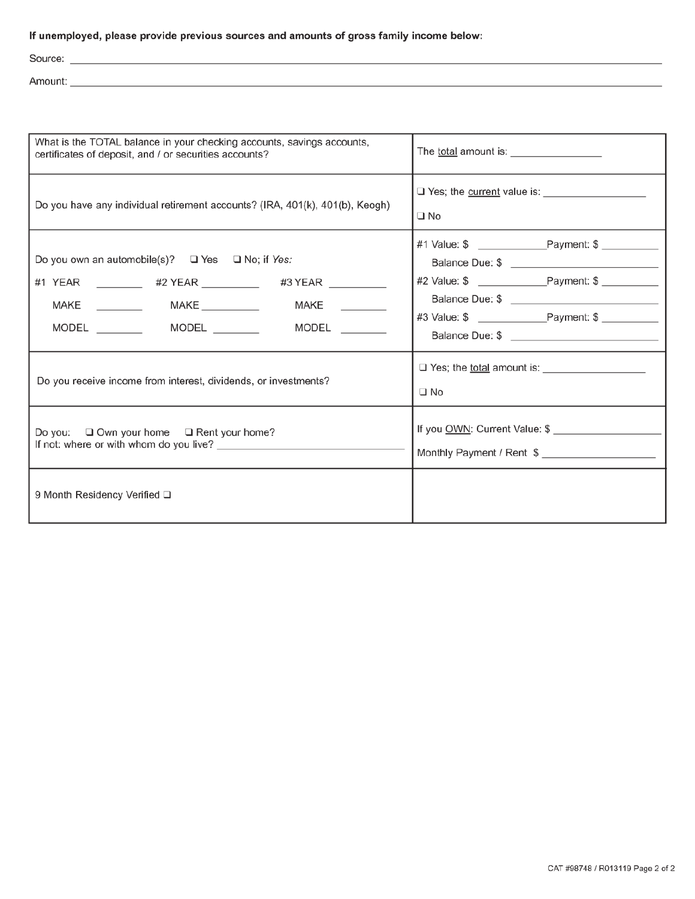**If unemployed, please provide previous sources and amounts of gross family income below:**

Source: \_\_\_\_\_\_\_\_\_\_\_\_\_\_\_\_\_\_\_\_\_\_\_\_\_\_\_\_\_\_\_\_\_\_\_\_\_\_\_\_

Amount: \_\_\_\_\_\_\_\_\_\_\_\_\_\_\_\_\_\_\_\_\_\_\_\_\_\_\_\_\_\_\_\_\_\_\_\_\_\_\_\_

| | |
|---|---|
| What is the TOTAL balance in your checking accounts, savings accounts, certificates of deposit, and / or securities accounts? | The total amount is: \_\_\_\_\_\_\_\_\_\_\_\_\_\_\_\_ |
| Do you have any individual retirement accounts? (IRA, 401(k), 401(b), Keogh) | ❑ Yes; the current value is: \_\_\_\_\_\_\_\_\_\_\_\_\_\_\_\_<br>❑ No |
| Do you own an automobile(s)? ❑ Yes ❑ No; if *Yes:*<br>#1 YEAR \_\_\_\_\_\_ #2 YEAR \_\_\_\_\_\_ #3 YEAR \_\_\_\_\_\_<br>MAKE \_\_\_\_\_\_ MAKE \_\_\_\_\_\_ MAKE \_\_\_\_\_\_<br>MODEL \_\_\_\_\_\_ MODEL \_\_\_\_\_\_ MODEL \_\_\_\_\_\_ | #1 Value: $ \_\_\_\_\_\_\_\_ Payment: $ \_\_\_\_\_\_\_\_<br>Balance Due: $ \_\_\_\_\_\_\_\_<br>#2 Value: $ \_\_\_\_\_\_\_\_ Payment: $ \_\_\_\_\_\_\_\_<br>Balance Due: $ \_\_\_\_\_\_\_\_<br>#3 Value: $ \_\_\_\_\_\_\_\_ Payment: $ \_\_\_\_\_\_\_\_<br>Balance Due: $ \_\_\_\_\_\_\_\_ |
| Do you receive income from interest, dividends, or investments? | ❑ Yes; the total amount is: \_\_\_\_\_\_\_\_\_\_\_\_\_\_\_\_<br>❑ No |
| Do you: ❑ Own your home ❑ Rent your home?<br>If not: where or with whom do you live? \_\_\_\_\_\_\_\_\_\_\_\_\_\_\_\_ | If you OWN: Current Value: $ \_\_\_\_\_\_\_\_\_\_\_\_\_\_\_\_<br>Monthly Payment / Rent $ \_\_\_\_\_\_\_\_\_\_\_\_\_\_\_\_ |
| 9 Month Residency Verified ❑ | |

CAT #98748 / R013119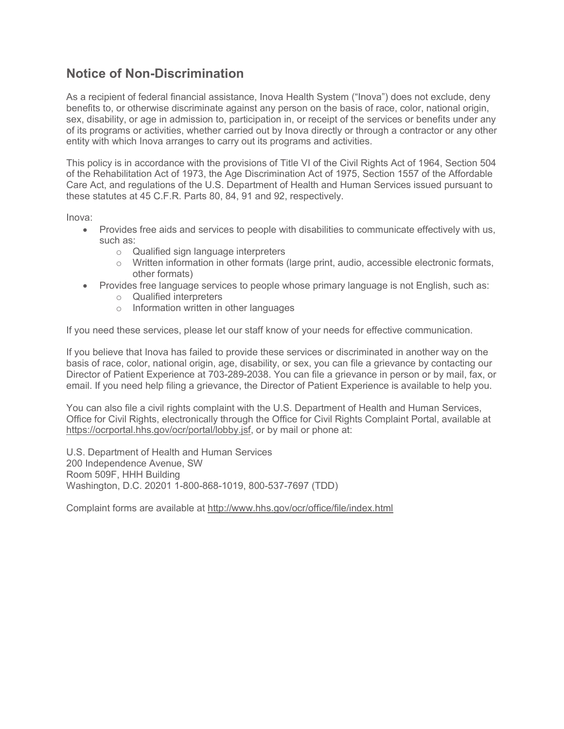## Notice of Non-Discrimination

As a recipient of federal financial assistance, Inova Health System ("Inova") does not exclude, deny benefits to, or otherwise discriminate against any person on the basis of race, color, national origin, sex, disability, or age in admission to, participation in, or receipt of the services or benefits under any of its programs or activities, whether carried out by Inova directly or through a contractor or any other entity with which Inova arranges to carry out its programs and activities.

This policy is in accordance with the provisions of Title VI of the Civil Rights Act of 1964, Section 504 of the Rehabilitation Act of 1973, the Age Discrimination Act of 1975, Section 1557 of the Affordable Care Act, and regulations of the U.S. Department of Health and Human Services issued pursuant to these statutes at 45 C.F.R. Parts 80, 84, 91 and 92, respectively.

Inova:

- Provides free aids and services to people with disabilities to communicate effectively with us, such as:
  - Qualified sign language interpreters
  - Written information in other formats (large print, audio, accessible electronic formats, other formats)
- Provides free language services to people whose primary language is not English, such as:
  - Qualified interpreters
  - Information written in other languages

If you need these services, please let our staff know of your needs for effective communication.

If you believe that Inova has failed to provide these services or discriminated in another way on the basis of race, color, national origin, age, disability, or sex, you can file a grievance by contacting our Director of Patient Experience at 703-289-2038. You can file a grievance in person or by mail, fax, or email. If you need help filing a grievance, the Director of Patient Experience is available to help you.

You can also file a civil rights complaint with the U.S. Department of Health and Human Services, Office for Civil Rights, electronically through the Office for Civil Rights Complaint Portal, available at https://ocrportal.hhs.gov/ocr/portal/lobby.jsf, or by mail or phone at:

U.S. Department of Health and Human Services
200 Independence Avenue, SW
Room 509F, HHH Building
Washington, D.C. 20201 1-800-868-1019, 800-537-7697 (TDD)

Complaint forms are available at http://www.hhs.gov/ocr/office/file/index.html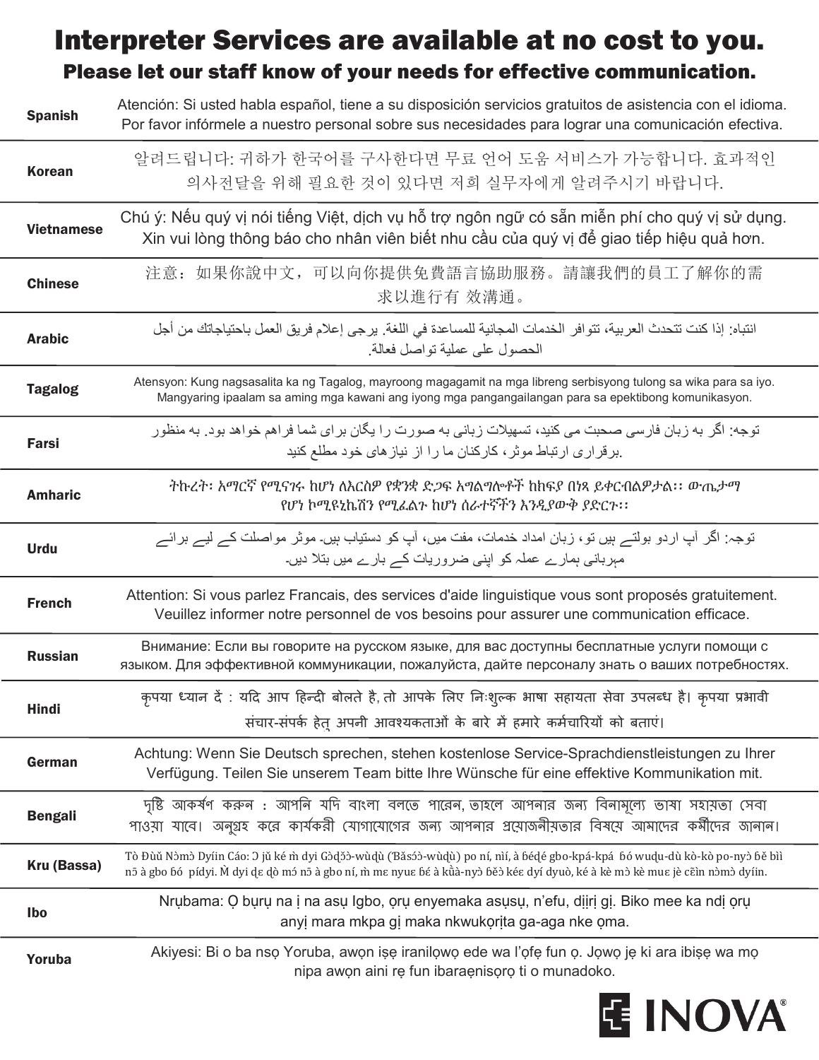# Interpreter Services are available at no cost to you.

## Please let our staff know of your needs for effective communication.

| | |
|---|---|
| **Spanish** | Atención: Si usted habla español, tiene a su disposición servicios gratuitos de asistencia con el idioma. Por favor infórmele a nuestro personal sobre sus necesidades para lograr una comunicación efectiva. |
| **Korean** | 알려드립니다: 귀하가 한국어를 구사한다면 무료 언어 도움 서비스가 가능합니다. 효과적인 의사전달을 위해 필요한 것이 있다면 저희 실무자에게 알려주시기 바랍니다. |
| **Vietnamese** | Chú ý: Nếu quý vị nói tiếng Việt, dịch vụ hỗ trợ ngôn ngữ có sẵn miễn phí cho quý vị sử dụng. Xin vui lòng thông báo cho nhân viên biết nhu cầu của quý vị để giao tiếp hiệu quả hơn. |
| **Chinese** | 注意：如果你說中文，可以向你提供免費語言協助服務。請讓我們的員工了解你的需求以進行有 效溝通。 |
| **Arabic** | انتباه: إذا كنت تتحدث العربية، تتوافر الخدمات المجانية للمساعدة في اللغة. يرجى إعلام فريق العمل باحتياجاتك من أجل الحصول على عملية تواصل فعالة. |
| **Tagalog** | Atensyon: Kung nagsasalita ka ng Tagalog, mayroong magagamit na mga libreng serbisyong tulong sa wika para sa iyo. Mangyaring ipaalam sa aming mga kawani ang iyong mga pangangailangan para sa epektibong komunikasyon. |
| **Farsi** | توجه: اگر به زبان فارسی صحبت می کنید، تسهیلات زبانی به صورت را یگان برای شما فراهم خواهد بود. به منظور برقراری ارتباط موثر، کارکنان ما را از نیازهای خود مطلع کنید. |
| **Amharic** | ትኩረት፡ አማርኛ የሚናገሩ ከሆነ ለእርስዎ የቋንቋ ድጋፍ አገልግሎቶች ከክፍያ በነጻ ይቀርብልዎታል፡፡ ውጤታማ የሆነ ኮሚዩኒኬሽን የሚፈልጉ ከሆነ ሰራተኞችን እንዲያውቅ ያድርጉ፡፡ |
| **Urdu** | توجہ: اگر آپ اردو بولتے ہیں تو، زبان امداد خدمات، مفت میں، آپ کو دستیاب ہیں۔ موثر مواصلت کے لیے برائے مہربانی ہمارے عملہ کو اپنی ضروریات کے بارے میں بتلا دیں۔ |
| **French** | Attention: Si vous parlez Francais, des services d'aide linguistique vous sont proposés gratuitement. Veuillez informer notre personnel de vos besoins pour assurer une communication efficace. |
| **Russian** | Внимание: Если вы говорите на русском языке, для вас доступны бесплатные услуги помощи с языком. Для эффективной коммуникации, пожалуйста, дайте персоналу знать о ваших потребностях. |
| **Hindi** | कृपया ध्यान दें : यदि आप हिन्दी बोलते है, तो आपके लिए निःशुल्क भाषा सहायता सेवा उपलब्ध है। कृपया प्रभावी संचार-संपर्क हेतु अपनी आवश्यकताओं के बारे में हमारे कर्मचारियों को बताएं। |
| **German** | Achtung: Wenn Sie Deutsch sprechen, stehen kostenlose Service-Sprachdienstleistungen zu Ihrer Verfügung. Teilen Sie unserem Team bitte Ihre Wünsche für eine effektive Kommunikation mit. |
| **Bengali** | দৃষ্টি আকর্ষণ করুন : আপনি যদি বাংলা বলতে পারেন, তাহলে আপনার জন্য বিনামূল্যে ভাষা সহায়তা সেবা পাওয়া যাবে। অনুগ্রহ করে কার্যকরী যোগাযোগের জন্য আপনার প্রয়োজনীয়তার বিষয়ে আমাদের কর্মীদের জানান। |
| **Kru (Bassa)** | Tò Ɖùǔ Nɔ̀mɔ̀ Dyíin Cáo: Ɔ jǔ ké m̀ dyi Gɔ̀ɖɔ̃ɔ̀-wùɖù (Ɓǎsɔ́ɔ̀-wùɖù) po ní, nìí, à ɓéɖé gbo-kpá-kpá ɓó wuɖu-dù kò-kò po-nyɔ̀ ɓě bìì nɔ̃ à gbo ɓó pídyi. M̀ dyi ɖɛ ɖò mɔ́ nɔ̃ à gbo ní, m̀ mɛ nyuɛ ɓé à kɔ̃à-nyɔ̀ ɓěɔ̀ kéɛ dyí dyuò, ké à kè mɔ̀ kè muɛ jè cɛ̃ìn nɔ̀mɔ̀ dyíin. |
| **Ibo** | Nrụbama: Ọ bụrụ na ị na asụ Igbo, ọrụ enyemaka asụsụ, n'efu, dịịrị gị. Biko mee ka ndị ọrụ anyị mara mkpa gị maka nkwukọrịta ga-aga nke ọma. |
| **Yoruba** | Akiyesi: Bi o ba nsọ Yoruba, awọn iṣẹ iranilọwọ ede wa l'ọfẹ fun ọ. Jọwọ jẹ ki ara ibiṣẹ wa mọ nipa awọn aini rẹ fun ibaraẹnisọrọ ti o munadoko. |

INOVA®